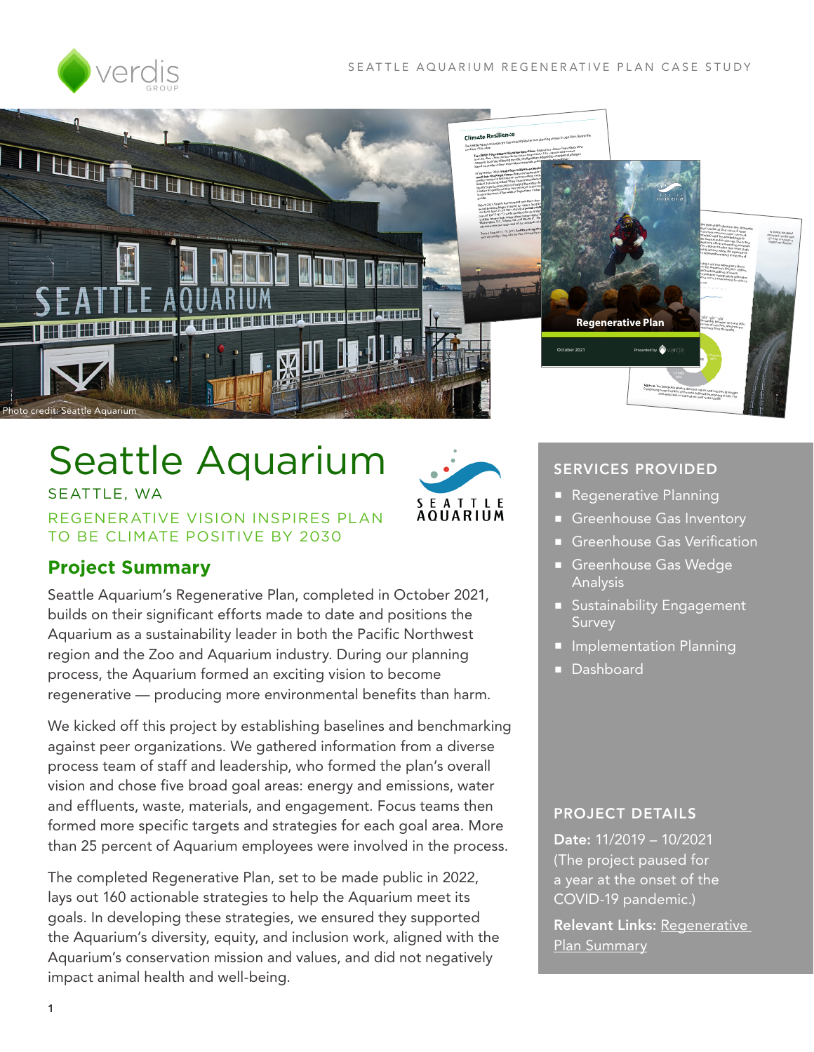# Seattle Aquarium

SEATTLE, WA

REGENERATIVE VISION INSPIRES PLAN TO BE CLIMATE POSITIVE BY 2030

Photo credit: Seattle Aquarium

## Project Summary

Seattle Aquarium's Regenerative Plan, completed in October 2021, builds on their significant efforts made to date and positions the Aquarium as a sustainability leader in both the Pacific Northwest region and the Zoo and Aquarium industry. During our planning process, the Aquarium formed an exciting vision to become regenerative — producing more environmental benefits than harm.

We kicked off this project by establishing baselines and benchmarking against peer organizations. We gathered information from a diverse process team of staff and leadership, who formed the plan's overall vision and chose five broad goal areas: energy and emissions, water and effluents, waste, materials, and engagement. Focus teams then formed more specific targets and strategies for each goal area. More than 25 percent of Aquarium employees were involved in the process.

The completed Regenerative Plan, set to be made public in 2022, lays out 160 actionable strategies to help the Aquarium meet its goals. In developing these strategies, we ensured they supported the Aquarium's diversity, equity, and inclusion work, aligned with the Aquarium's conservation mission and values, and did not negatively impact animal health and well-being.

## SERVICES PROVIDED

- Regenerative Planning
- Greenhouse Gas Inventory
- Greenhouse Gas Verification
- Greenhouse Gas Wedge Analysis
- Sustainability Engagement Survey
- Implementation Planning
- Dashboard

## PROJECT DETAILS

**Date:** 11/2019 – 10/2021 (The project paused for a year at the onset of the COVID-19 pandemic.)

**Relevant Links:** Regenerative Plan Summary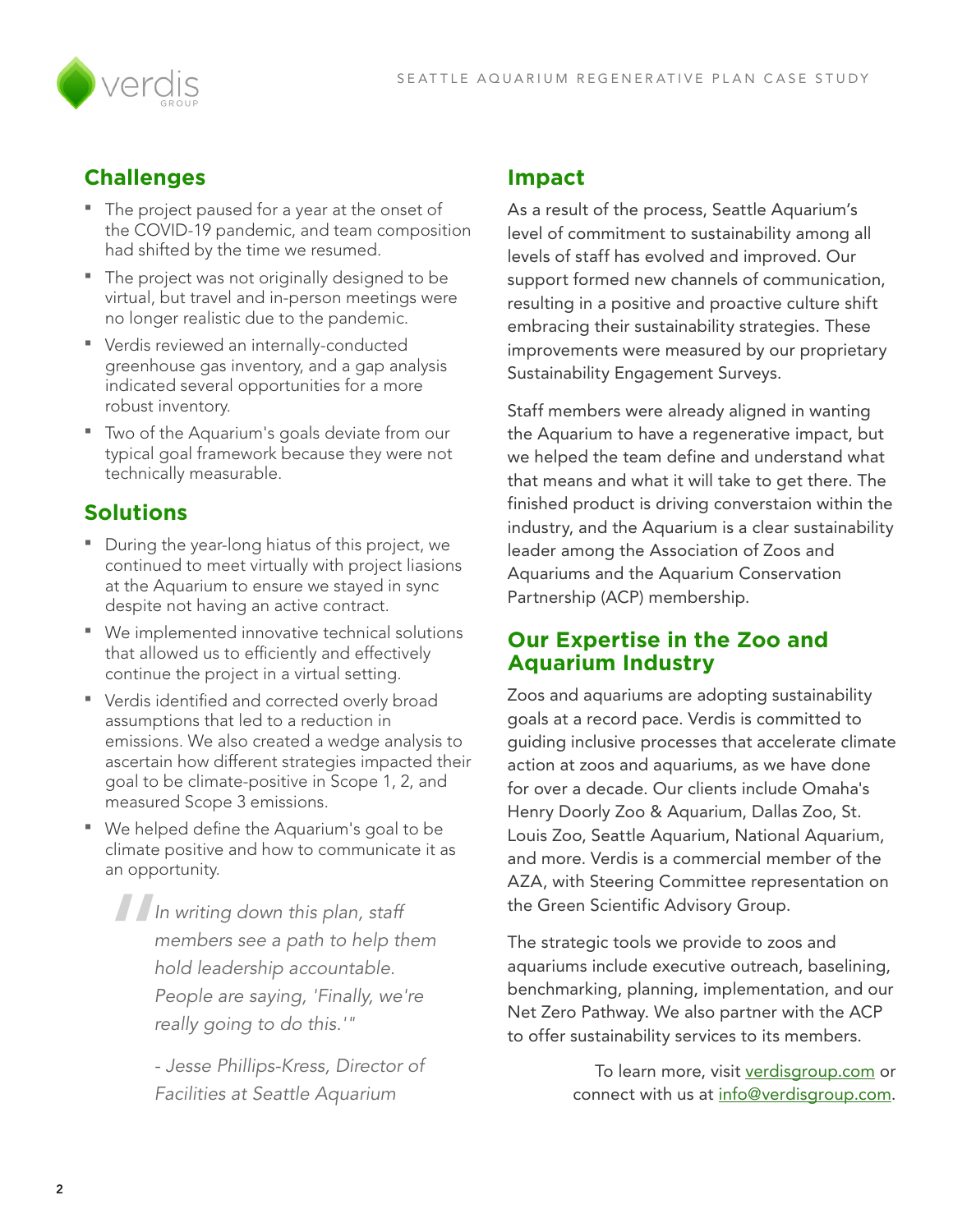## Challenges

- The project paused for a year at the onset of the COVID-19 pandemic, and team composition had shifted by the time we resumed.
- The project was not originally designed to be virtual, but travel and in-person meetings were no longer realistic due to the pandemic.
- Verdis reviewed an internally-conducted greenhouse gas inventory, and a gap analysis indicated several opportunities for a more robust inventory.
- Two of the Aquarium's goals deviate from our typical goal framework because they were not technically measurable.

## Solutions

- During the year-long hiatus of this project, we continued to meet virtually with project liasions at the Aquarium to ensure we stayed in sync despite not having an active contract.
- We implemented innovative technical solutions that allowed us to efficiently and effectively continue the project in a virtual setting.
- Verdis identified and corrected overly broad assumptions that led to a reduction in emissions. We also created a wedge analysis to ascertain how different strategies impacted their goal to be climate-positive in Scope 1, 2, and measured Scope 3 emissions.
- We helped define the Aquarium's goal to be climate positive and how to communicate it as an opportunity.

> *In writing down this plan, staff members see a path to help them hold leadership accountable. People are saying, 'Finally, we're really going to do this.'"*
>
> *- Jesse Phillips-Kress, Director of Facilities at Seattle Aquarium*

## Impact

As a result of the process, Seattle Aquarium's level of commitment to sustainability among all levels of staff has evolved and improved. Our support formed new channels of communication, resulting in a positive and proactive culture shift embracing their sustainability strategies. These improvements were measured by our proprietary Sustainability Engagement Surveys.

Staff members were already aligned in wanting the Aquarium to have a regenerative impact, but we helped the team define and understand what that means and what it will take to get there. The finished product is driving converstaion within the industry, and the Aquarium is a clear sustainability leader among the Association of Zoos and Aquariums and the Aquarium Conservation Partnership (ACP) membership.

## Our Expertise in the Zoo and Aquarium Industry

Zoos and aquariums are adopting sustainability goals at a record pace. Verdis is committed to guiding inclusive processes that accelerate climate action at zoos and aquariums, as we have done for over a decade. Our clients include Omaha's Henry Doorly Zoo & Aquarium, Dallas Zoo, St. Louis Zoo, Seattle Aquarium, National Aquarium, and more. Verdis is a commercial member of the AZA, with Steering Committee representation on the Green Scientific Advisory Group.

The strategic tools we provide to zoos and aquariums include executive outreach, baselining, benchmarking, planning, implementation, and our Net Zero Pathway. We also partner with the ACP to offer sustainability services to its members.

To learn more, visit verdisgroup.com or connect with us at info@verdisgroup.com.